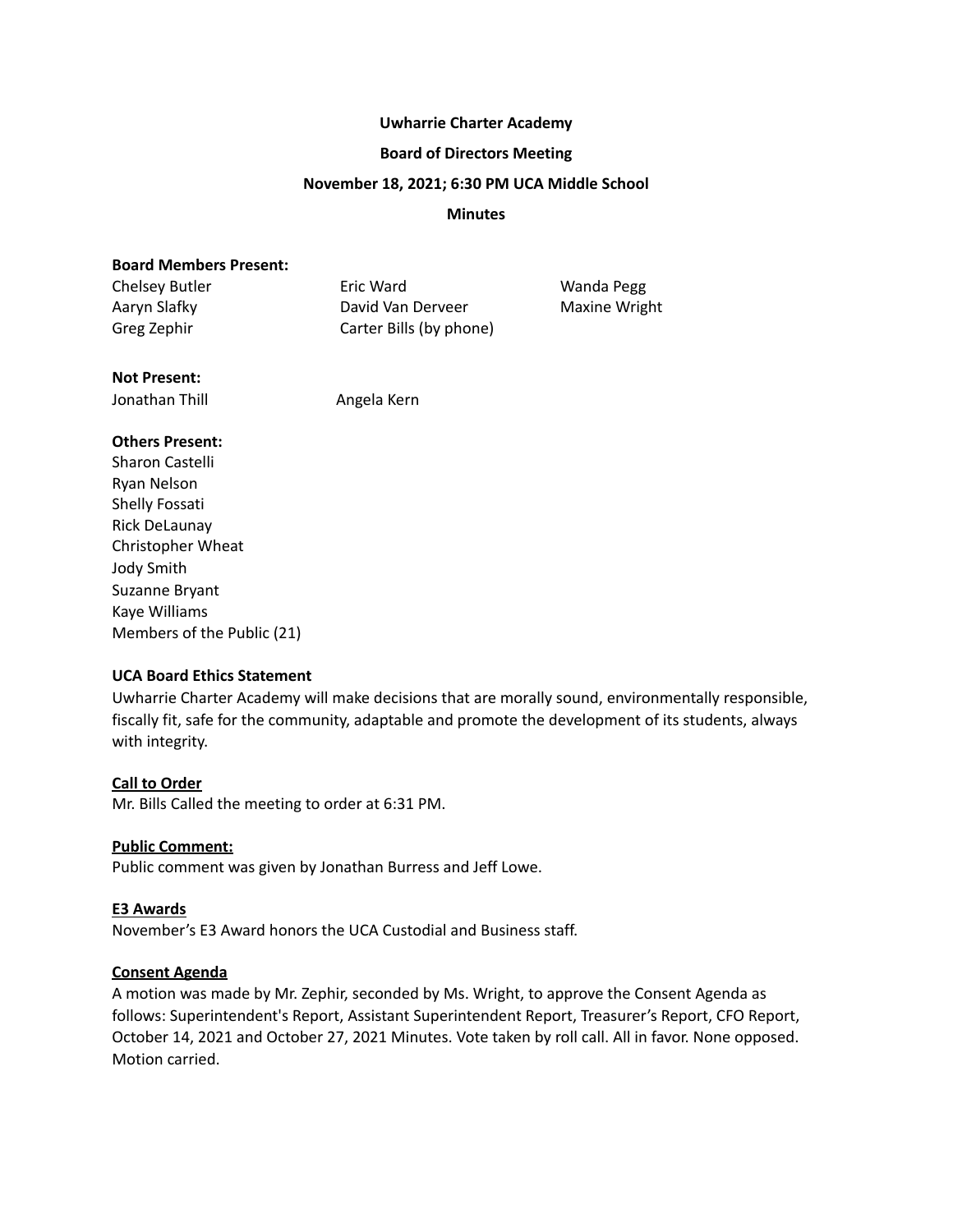**Uwharrie Charter Academy**

**Board of Directors Meeting**

**November 18, 2021; 6:30 PM UCA Middle School**

**Minutes**

**Board Members Present:**

Chelsey Butler
Eric Ward
Wanda Pegg
Aaryn Slafky
David Van Derveer
Maxine Wright
Greg Zephir
Carter Bills (by phone)

**Not Present:**

Jonathan Thill
Angela Kern

**Others Present:**

Sharon Castelli
Ryan Nelson
Shelly Fossati
Rick DeLaunay
Christopher Wheat
Jody Smith
Suzanne Bryant
Kaye Williams
Members of the Public (21)

**UCA Board Ethics Statement**

Uwharrie Charter Academy will make decisions that are morally sound, environmentally responsible, fiscally fit, safe for the community, adaptable and promote the development of its students, always with integrity.

**Call to Order**

Mr. Bills Called the meeting to order at 6:31 PM.

**Public Comment:**

Public comment was given by Jonathan Burress and Jeff Lowe.

**E3 Awards**

November's E3 Award honors the UCA Custodial and Business staff.

**Consent Agenda**

A motion was made by Mr. Zephir, seconded by Ms. Wright, to approve the Consent Agenda as follows: Superintendent's Report, Assistant Superintendent Report, Treasurer's Report, CFO Report, October 14, 2021 and October 27, 2021 Minutes. Vote taken by roll call. All in favor. None opposed. Motion carried.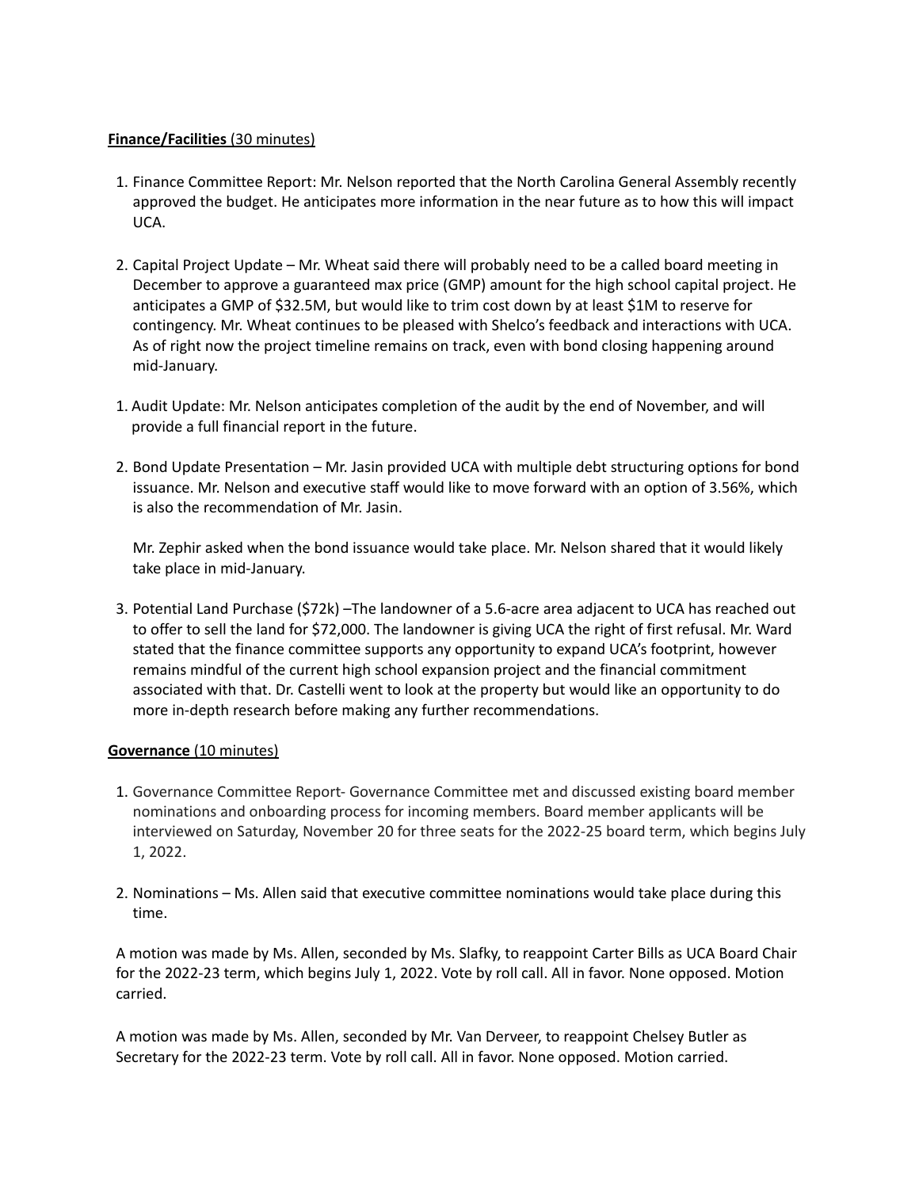**Finance/Facilities** (30 minutes)

1. Finance Committee Report: Mr. Nelson reported that the North Carolina General Assembly recently approved the budget. He anticipates more information in the near future as to how this will impact UCA.

2. Capital Project Update – Mr. Wheat said there will probably need to be a called board meeting in December to approve a guaranteed max price (GMP) amount for the high school capital project. He anticipates a GMP of $32.5M, but would like to trim cost down by at least $1M to reserve for contingency. Mr. Wheat continues to be pleased with Shelco's feedback and interactions with UCA. As of right now the project timeline remains on track, even with bond closing happening around mid-January.

1. Audit Update: Mr. Nelson anticipates completion of the audit by the end of November, and will provide a full financial report in the future.

2. Bond Update Presentation – Mr. Jasin provided UCA with multiple debt structuring options for bond issuance. Mr. Nelson and executive staff would like to move forward with an option of 3.56%, which is also the recommendation of Mr. Jasin.

   Mr. Zephir asked when the bond issuance would take place. Mr. Nelson shared that it would likely take place in mid-January.

3. Potential Land Purchase ($72k) –The landowner of a 5.6-acre area adjacent to UCA has reached out to offer to sell the land for $72,000. The landowner is giving UCA the right of first refusal. Mr. Ward stated that the finance committee supports any opportunity to expand UCA's footprint, however remains mindful of the current high school expansion project and the financial commitment associated with that. Dr. Castelli went to look at the property but would like an opportunity to do more in-depth research before making any further recommendations.

**Governance** (10 minutes)

1. Governance Committee Report- Governance Committee met and discussed existing board member nominations and onboarding process for incoming members. Board member applicants will be interviewed on Saturday, November 20 for three seats for the 2022-25 board term, which begins July 1, 2022.

2. Nominations – Ms. Allen said that executive committee nominations would take place during this time.

A motion was made by Ms. Allen, seconded by Ms. Slafky, to reappoint Carter Bills as UCA Board Chair for the 2022-23 term, which begins July 1, 2022. Vote by roll call. All in favor. None opposed. Motion carried.

A motion was made by Ms. Allen, seconded by Mr. Van Derveer, to reappoint Chelsey Butler as Secretary for the 2022-23 term. Vote by roll call. All in favor. None opposed. Motion carried.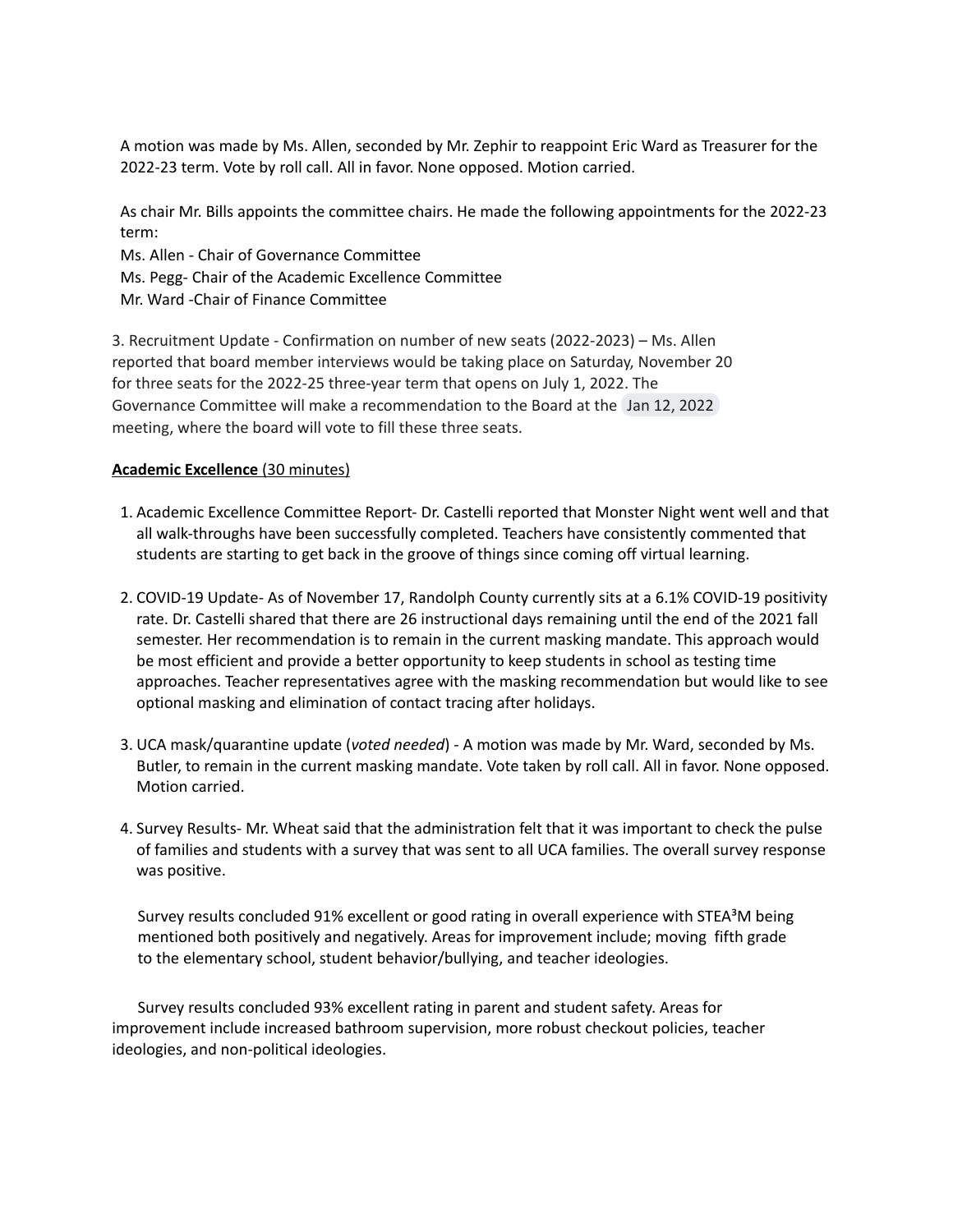A motion was made by Ms. Allen, seconded by Mr. Zephir to reappoint Eric Ward as Treasurer for the 2022-23 term. Vote by roll call. All in favor. None opposed. Motion carried.

As chair Mr. Bills appoints the committee chairs. He made the following appointments for the 2022-23 term:
Ms. Allen - Chair of Governance Committee
Ms. Pegg- Chair of the Academic Excellence Committee
Mr. Ward -Chair of Finance Committee

3. Recruitment Update - Confirmation on number of new seats (2022-2023) – Ms. Allen reported that board member interviews would be taking place on Saturday, November 20 for three seats for the 2022-25 three-year term that opens on July 1, 2022. The Governance Committee will make a recommendation to the Board at the Jan 12, 2022 meeting, where the board will vote to fill these three seats.

**Academic Excellence** (30 minutes)

1. Academic Excellence Committee Report- Dr. Castelli reported that Monster Night went well and that all walk-throughs have been successfully completed. Teachers have consistently commented that students are starting to get back in the groove of things since coming off virtual learning.

2. COVID-19 Update- As of November 17, Randolph County currently sits at a 6.1% COVID-19 positivity rate. Dr. Castelli shared that there are 26 instructional days remaining until the end of the 2021 fall semester. Her recommendation is to remain in the current masking mandate. This approach would be most efficient and provide a better opportunity to keep students in school as testing time approaches. Teacher representatives agree with the masking recommendation but would like to see optional masking and elimination of contact tracing after holidays.

3. UCA mask/quarantine update (*voted needed*) - A motion was made by Mr. Ward, seconded by Ms. Butler, to remain in the current masking mandate. Vote taken by roll call. All in favor. None opposed. Motion carried.

4. Survey Results- Mr. Wheat said that the administration felt that it was important to check the pulse of families and students with a survey that was sent to all UCA families. The overall survey response was positive.

   Survey results concluded 91% excellent or good rating in overall experience with STEA³M being mentioned both positively and negatively. Areas for improvement include; moving fifth grade to the elementary school, student behavior/bullying, and teacher ideologies.

   Survey results concluded 93% excellent rating in parent and student safety. Areas for improvement include increased bathroom supervision, more robust checkout policies, teacher ideologies, and non-political ideologies.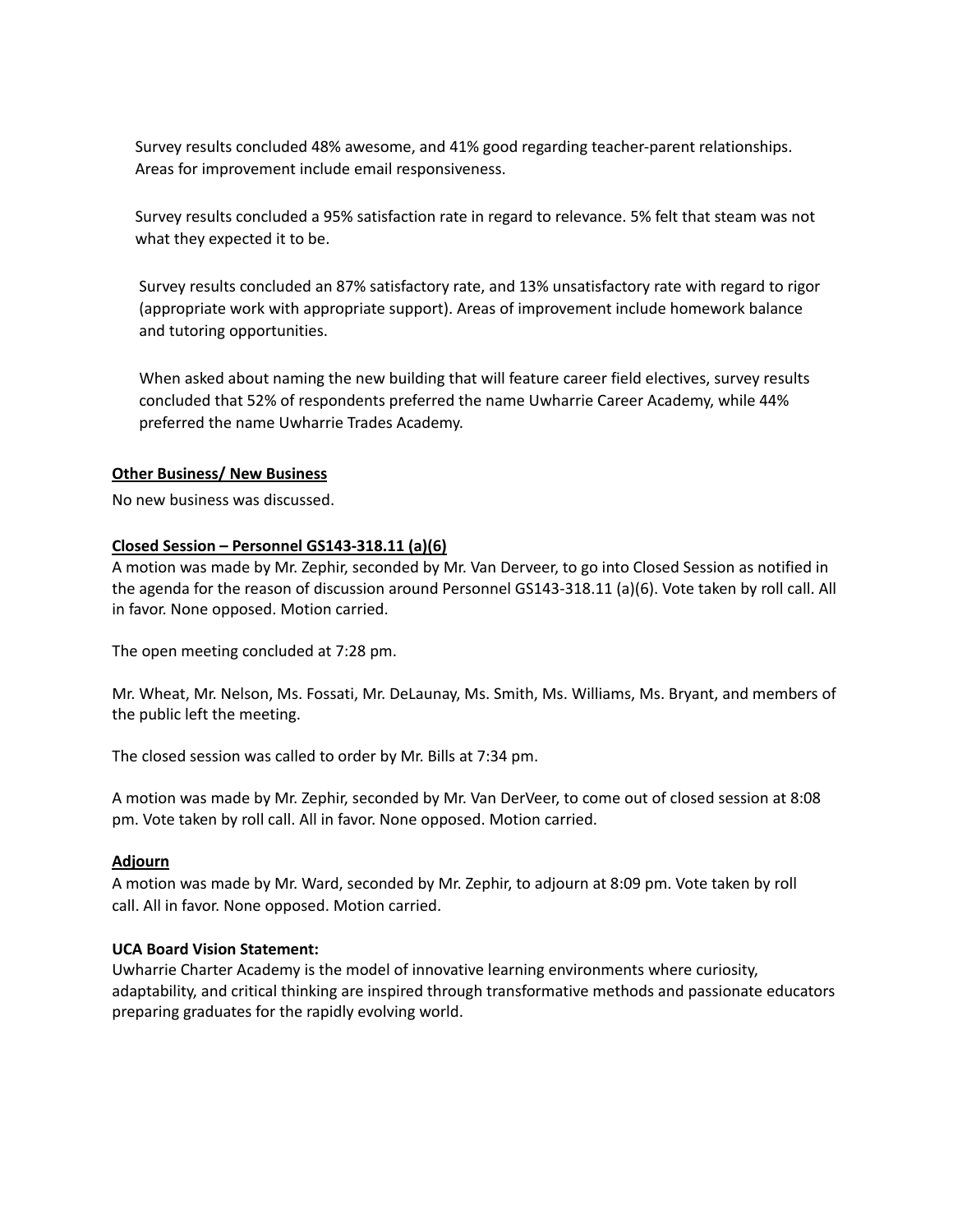Survey results concluded 48% awesome, and 41% good regarding teacher-parent relationships. Areas for improvement include email responsiveness.

Survey results concluded a 95% satisfaction rate in regard to relevance. 5% felt that steam was not what they expected it to be.

Survey results concluded an 87% satisfactory rate, and 13% unsatisfactory rate with regard to rigor (appropriate work with appropriate support). Areas of improvement include homework balance and tutoring opportunities.

When asked about naming the new building that will feature career field electives, survey results concluded that 52% of respondents preferred the name Uwharrie Career Academy, while 44% preferred the name Uwharrie Trades Academy.

**Other Business/ New Business**

No new business was discussed.

**Closed Session – Personnel GS143-318.11 (a)(6)**

A motion was made by Mr. Zephir, seconded by Mr. Van Derveer, to go into Closed Session as notified in the agenda for the reason of discussion around Personnel GS143-318.11 (a)(6). Vote taken by roll call. All in favor. None opposed. Motion carried.

The open meeting concluded at 7:28 pm.

Mr. Wheat, Mr. Nelson, Ms. Fossati, Mr. DeLaunay, Ms. Smith, Ms. Williams, Ms. Bryant, and members of the public left the meeting.

The closed session was called to order by Mr. Bills at 7:34 pm.

A motion was made by Mr. Zephir, seconded by Mr. Van DerVeer, to come out of closed session at 8:08 pm. Vote taken by roll call. All in favor. None opposed. Motion carried.

**Adjourn**

A motion was made by Mr. Ward, seconded by Mr. Zephir, to adjourn at 8:09 pm. Vote taken by roll call. All in favor. None opposed. Motion carried.

**UCA Board Vision Statement:**

Uwharrie Charter Academy is the model of innovative learning environments where curiosity, adaptability, and critical thinking are inspired through transformative methods and passionate educators preparing graduates for the rapidly evolving world.